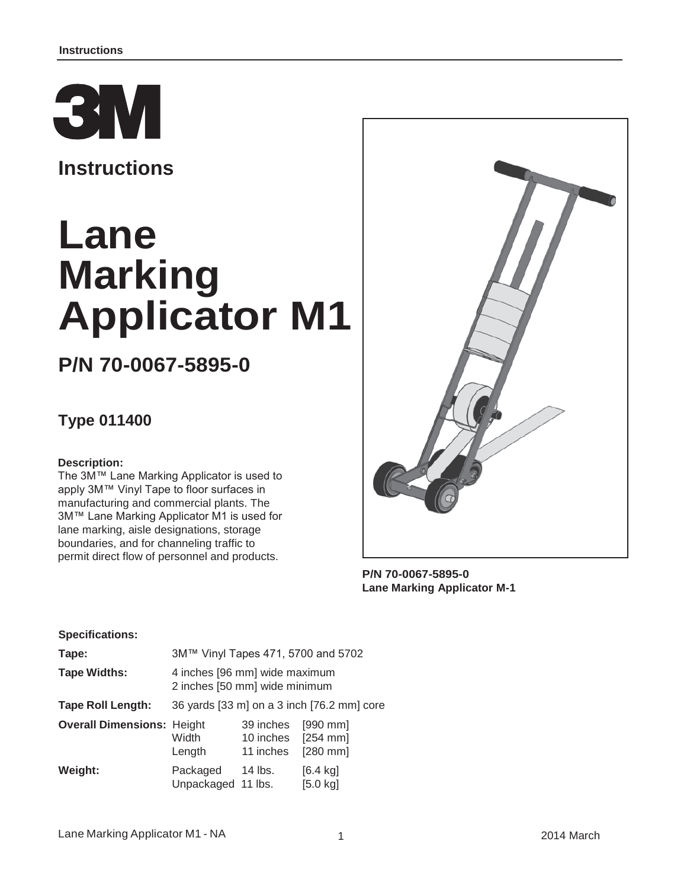# Instructions

# Lane Marking Applicator M1

## P/N 70-0067-5895-0

### Type 011400

**Description:**
The 3M™ Lane Marking Applicator is used to apply 3M™ Vinyl Tape to floor surfaces in manufacturing and commercial plants. The 3M™ Lane Marking Applicator M1 is used for lane marking, aisle designations, storage boundaries, and for channeling traffic to permit direct flow of personnel and products.

**P/N 70-0067-5895-0**
**Lane Marking Applicator M-1**

**Specifications:**

| | | | |
|---|---|---|---|
| **Tape:** | 3M™ Vinyl Tapes 471, 5700 and 5702 | | |
| **Tape Widths:** | 4 inches [96 mm] wide maximum<br>2 inches [50 mm] wide minimum | | |
| **Tape Roll Length:** | 36 yards [33 m] on a 3 inch [76.2 mm] core | | |
| **Overall Dimensions:** | Height | 39 inches | [990 mm] |
| | Width | 10 inches | [254 mm] |
| | Length | 11 inches | [280 mm] |
| **Weight:** | Packaged | 14 lbs. | [6.4 kg] |
| | Unpackaged | 11 lbs. | [5.0 kg] |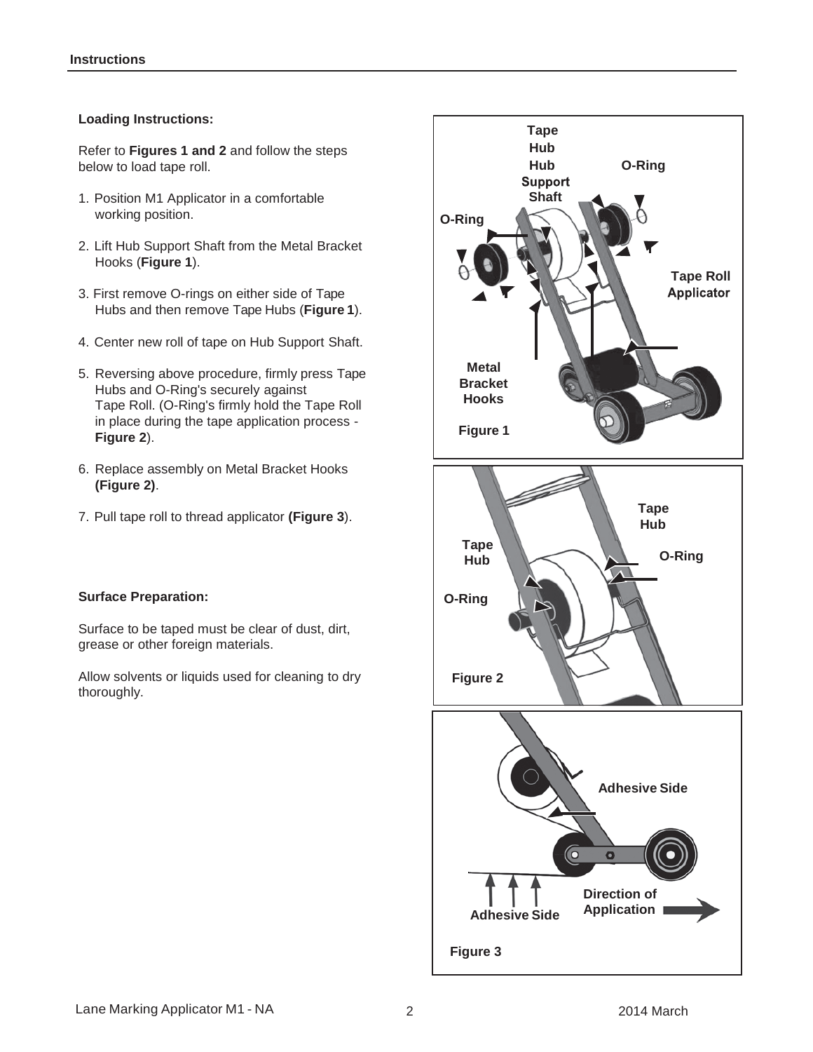## Loading Instructions:

Refer to **Figures 1 and 2** and follow the steps below to load tape roll.

1. Position M1 Applicator in a comfortable working position.
2. Lift Hub Support Shaft from the Metal Bracket Hooks (**Figure 1**).
3. First remove O-rings on either side of Tape Hubs and then remove Tape Hubs (**Figure 1**).
4. Center new roll of tape on Hub Support Shaft.
5. Reversing above procedure, firmly press Tape Hubs and O-Ring's securely against Tape Roll. (O-Ring's firmly hold the Tape Roll in place during the tape application process - **Figure 2**).
6. Replace assembly on Metal Bracket Hooks **(Figure 2)**.
7. Pull tape roll to thread applicator **(Figure 3**).

## Surface Preparation:

Surface to be taped must be clear of dust, dirt, grease or other foreign materials.

Allow solvents or liquids used for cleaning to dry thoroughly.

Tape Hub, Hub Support Shaft, O-Ring, O-Ring, Tape Roll Applicator, Metal Bracket Hooks

**Figure 1**

Tape Hub, Tape Hub, O-Ring, O-Ring

**Figure 2**

Adhesive Side, Adhesive Side, Direction of Application

**Figure 3**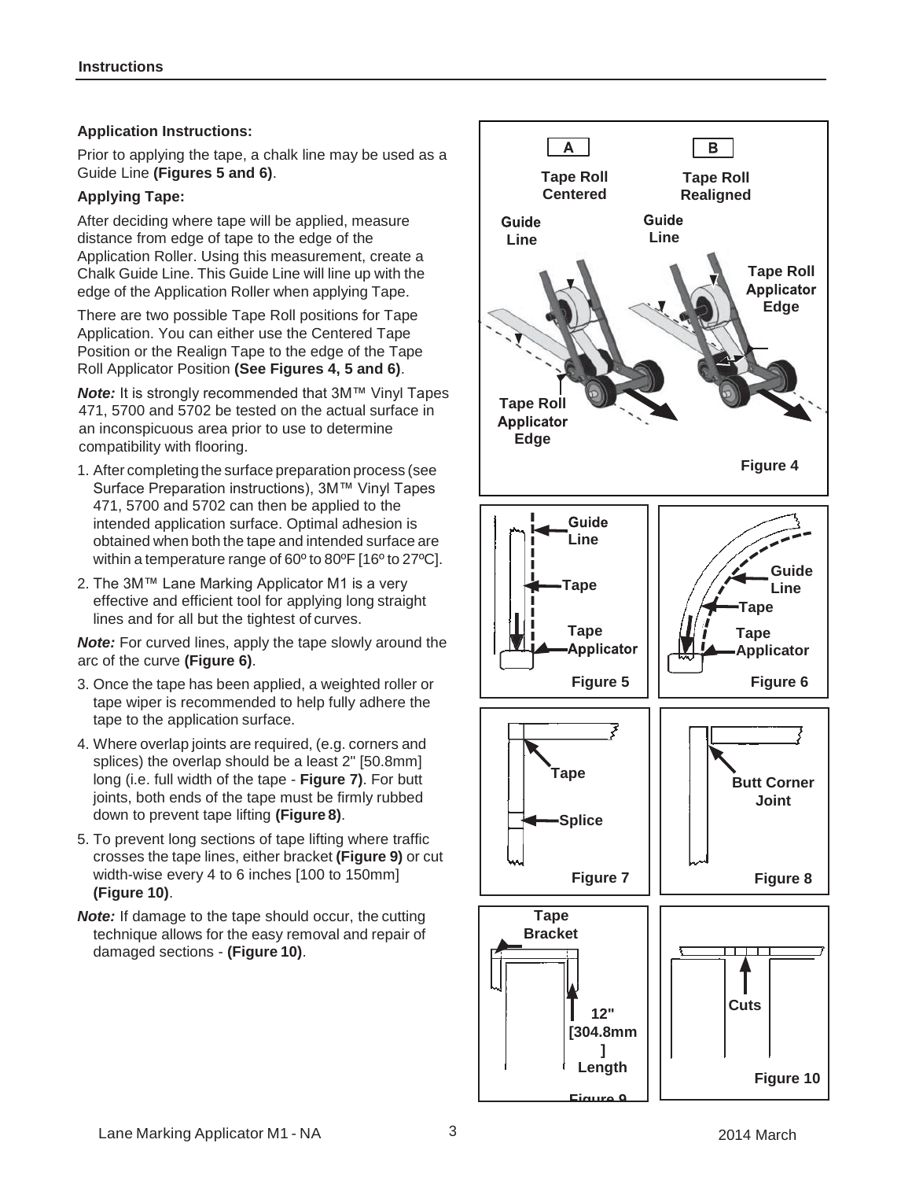**Application Instructions:**

Prior to applying the tape, a chalk line may be used as a Guide Line **(Figures 5 and 6)**.

**Applying Tape:**

After deciding where tape will be applied, measure distance from edge of tape to the edge of the Application Roller. Using this measurement, create a Chalk Guide Line. This Guide Line will line up with the edge of the Application Roller when applying Tape.

There are two possible Tape Roll positions for Tape Application. You can either use the Centered Tape Position or the Realign Tape to the edge of the Tape Roll Applicator Position **(See Figures 4, 5 and 6)**.

***Note:*** It is strongly recommended that 3M™ Vinyl Tapes 471, 5700 and 5702 be tested on the actual surface in an inconspicuous area prior to use to determine compatibility with flooring.

1. After completing the surface preparation process (see Surface Preparation instructions), 3M™ Vinyl Tapes 471, 5700 and 5702 can then be applied to the intended application surface. Optimal adhesion is obtained when both the tape and intended surface are within a temperature range of 60º to 80ºF [16º to 27ºC].
2. The 3M™ Lane Marking Applicator M1 is a very effective and efficient tool for applying long straight lines and for all but the tightest of curves.

***Note:*** For curved lines, apply the tape slowly around the arc of the curve **(Figure 6)**.

3. Once the tape has been applied, a weighted roller or tape wiper is recommended to help fully adhere the tape to the application surface.
4. Where overlap joints are required, (e.g. corners and splices) the overlap should be a least 2" [50.8mm] long (i.e. full width of the tape - **Figure 7)**. For butt joints, both ends of the tape must be firmly rubbed down to prevent tape lifting **(Figure 8)**.
5. To prevent long sections of tape lifting where traffic crosses the tape lines, either bracket **(Figure 9)** or cut width-wise every 4 to 6 inches [100 to 150mm] **(Figure 10)**.

***Note:*** If damage to the tape should occur, the cutting technique allows for the easy removal and repair of damaged sections - **(Figure 10)**.

A — Tape Roll Centered; B — Tape Roll Realigned. Guide Line; Tape Roll Applicator Edge.

**Figure 4**

Guide Line; Tape; Tape Applicator

**Figure 5**

Guide Line; Tape; Tape Applicator

**Figure 6**

Tape; Splice

**Figure 7**

Butt Corner Joint

**Figure 8**

Tape Bracket; 12" [304.8mm] Length

**Figure 9**

Cuts

**Figure 10**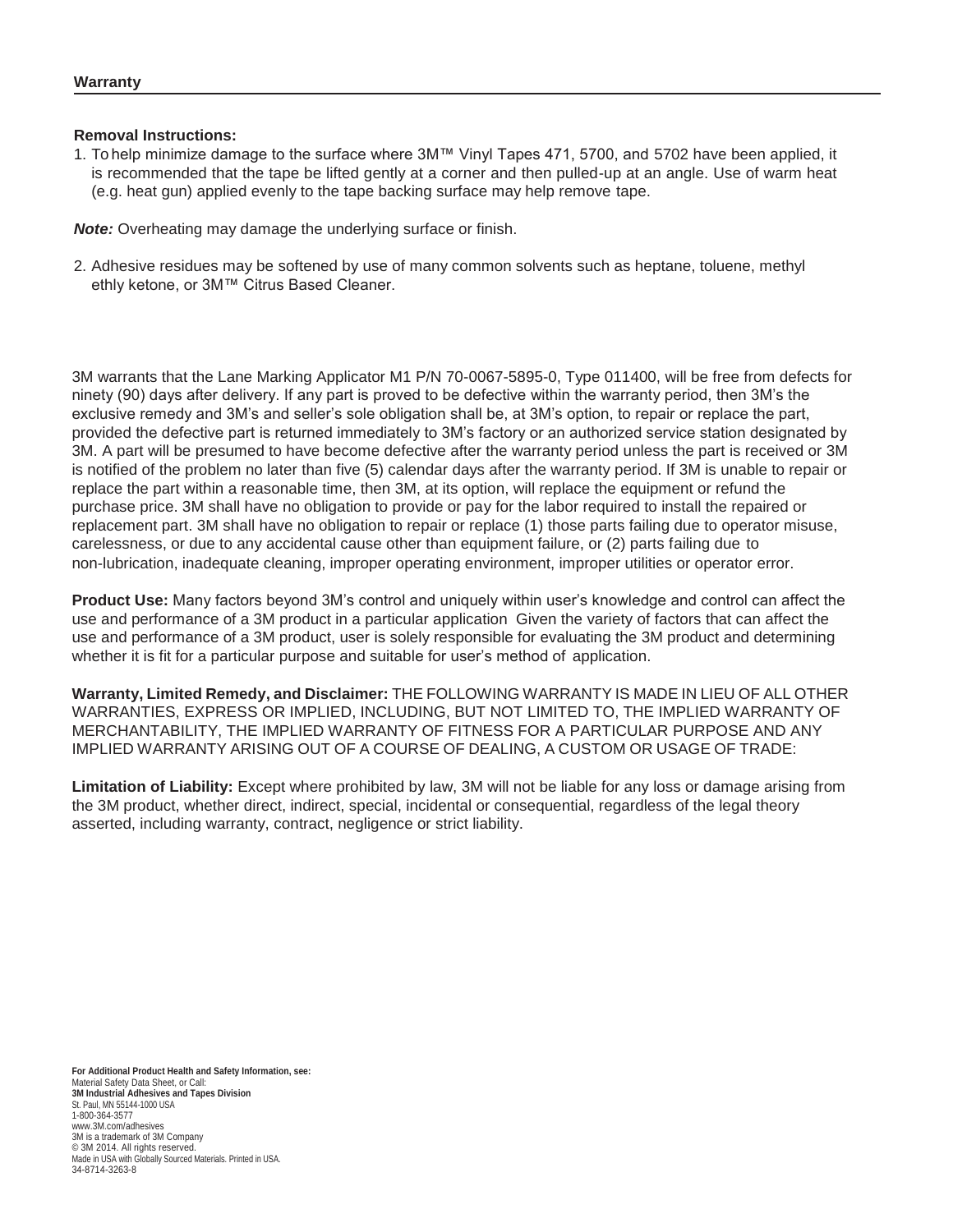## Warranty

**Removal Instructions:**

1. To help minimize damage to the surface where 3M™ Vinyl Tapes 471, 5700, and 5702 have been applied, it is recommended that the tape be lifted gently at a corner and then pulled-up at an angle. Use of warm heat (e.g. heat gun) applied evenly to the tape backing surface may help remove tape.

***Note:*** Overheating may damage the underlying surface or finish.

2. Adhesive residues may be softened by use of many common solvents such as heptane, toluene, methyl ethly ketone, or 3M™ Citrus Based Cleaner.

3M warrants that the Lane Marking Applicator M1 P/N 70-0067-5895-0, Type 011400, will be free from defects for ninety (90) days after delivery. If any part is proved to be defective within the warranty period, then 3M's the exclusive remedy and 3M's and seller's sole obligation shall be, at 3M's option, to repair or replace the part, provided the defective part is returned immediately to 3M's factory or an authorized service station designated by 3M. A part will be presumed to have become defective after the warranty period unless the part is received or 3M is notified of the problem no later than five (5) calendar days after the warranty period. If 3M is unable to repair or replace the part within a reasonable time, then 3M, at its option, will replace the equipment or refund the purchase price. 3M shall have no obligation to provide or pay for the labor required to install the repaired or replacement part. 3M shall have no obligation to repair or replace (1) those parts failing due to operator misuse, carelessness, or due to any accidental cause other than equipment failure, or (2) parts failing due to non-lubrication, inadequate cleaning, improper operating environment, improper utilities or operator error.

**Product Use:** Many factors beyond 3M's control and uniquely within user's knowledge and control can affect the use and performance of a 3M product in a particular application Given the variety of factors that can affect the use and performance of a 3M product, user is solely responsible for evaluating the 3M product and determining whether it is fit for a particular purpose and suitable for user's method of application.

**Warranty, Limited Remedy, and Disclaimer:** THE FOLLOWING WARRANTY IS MADE IN LIEU OF ALL OTHER WARRANTIES, EXPRESS OR IMPLIED, INCLUDING, BUT NOT LIMITED TO, THE IMPLIED WARRANTY OF MERCHANTABILITY, THE IMPLIED WARRANTY OF FITNESS FOR A PARTICULAR PURPOSE AND ANY IMPLIED WARRANTY ARISING OUT OF A COURSE OF DEALING, A CUSTOM OR USAGE OF TRADE:

**Limitation of Liability:** Except where prohibited by law, 3M will not be liable for any loss or damage arising from the 3M product, whether direct, indirect, special, incidental or consequential, regardless of the legal theory asserted, including warranty, contract, negligence or strict liability.

**For Additional Product Health and Safety Information, see:**
Material Safety Data Sheet, or Call:
**3M Industrial Adhesives and Tapes Division**
St. Paul, MN 55144-1000 USA
1-800-364-3577
www.3M.com/adhesives
3M is a trademark of 3M Company
© 3M 2014. All rights reserved.
Made in USA with Globally Sourced Materials. Printed in USA.
34-8714-3263-8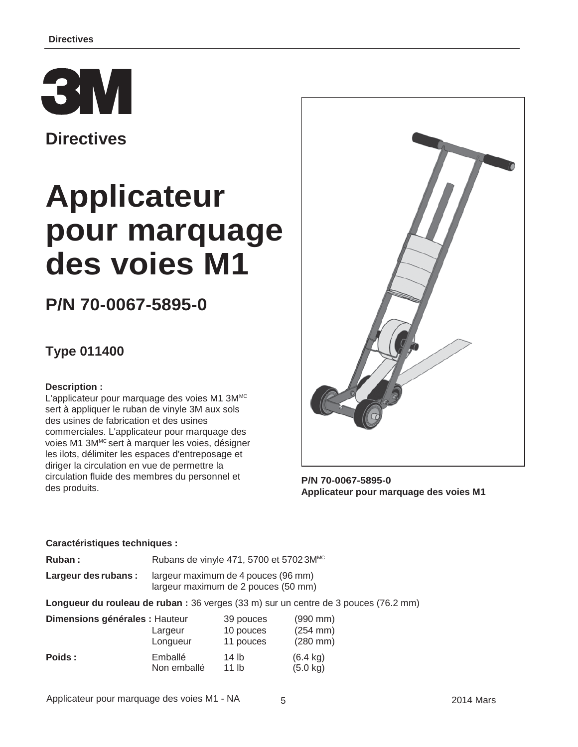# Directives

# Applicateur pour marquage des voies M1

## P/N 70-0067-5895-0

### Type 011400

**Description :**
L'applicateur pour marquage des voies M1 3M[MC] sert à appliquer le ruban de vinyle 3M aux sols des usines de fabrication et des usines commerciales. L'applicateur pour marquage des voies M1 3M[MC] sert à marquer les voies, désigner les ilots, délimiter les espaces d'entreposage et diriger la circulation en vue de permettre la circulation fluide des membres du personnel et des produits.

**P/N 70-0067-5895-0**
**Applicateur pour marquage des voies M1**

**Caractéristiques techniques :**

**Ruban :** Rubans de vinyle 471, 5700 et 5702 3M[MC]

**Largeur des rubans :** largeur maximum de 4 pouces (96 mm)
largeur maximum de 2 pouces (50 mm)

**Longueur du rouleau de ruban :** 36 verges (33 m) sur un centre de 3 pouces (76.2 mm)

| | | | |
|---|---|---|---|
| **Dimensions générales :** | Hauteur | 39 pouces | (990 mm) |
| | Largeur | 10 pouces | (254 mm) |
| | Longueur | 11 pouces | (280 mm) |
| **Poids :** | Emballé | 14 lb | (6.4 kg) |
| | Non emballé | 11 lb | (5.0 kg) |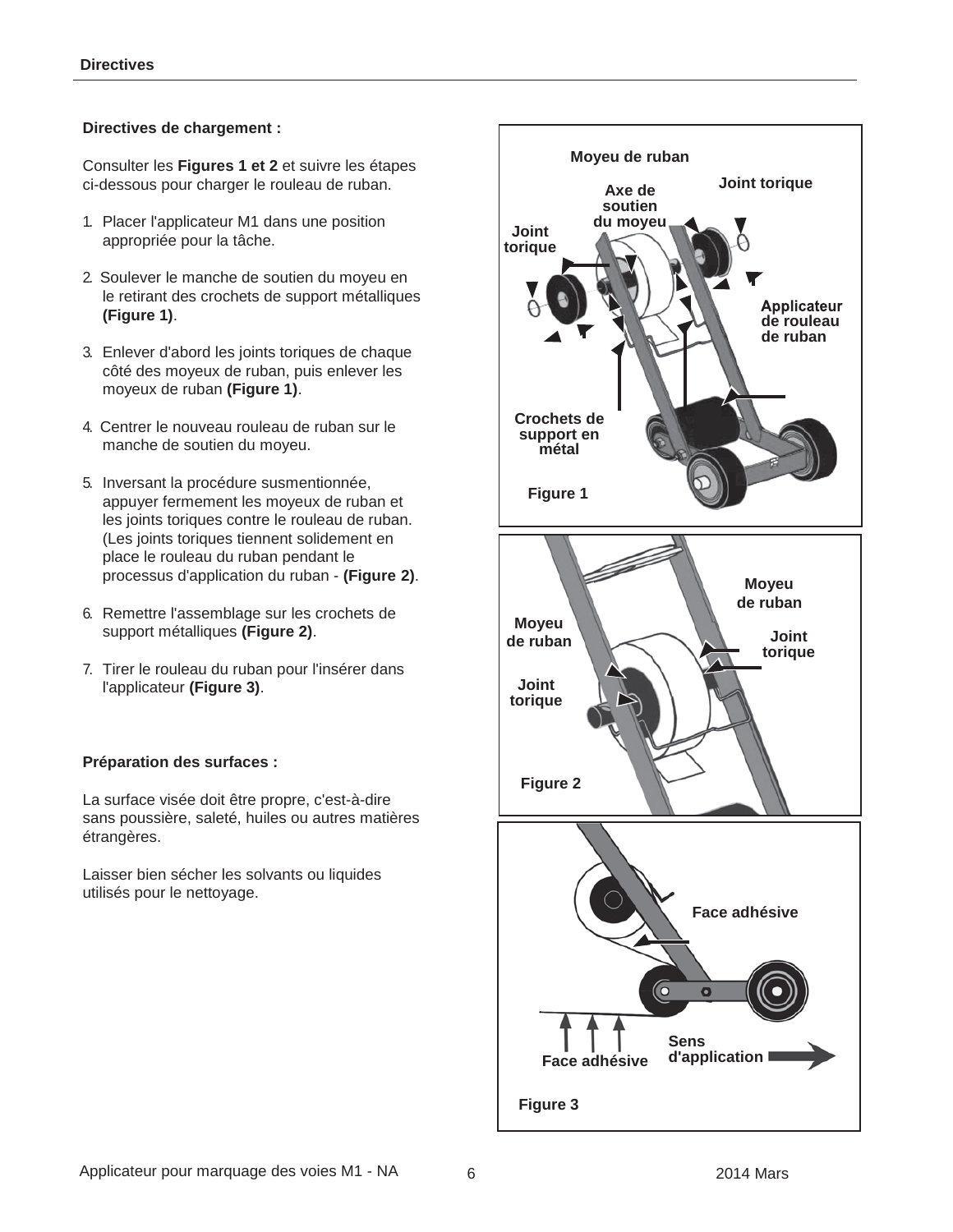## Directives de chargement :

Consulter les **Figures 1 et 2** et suivre les étapes ci-dessous pour charger le rouleau de ruban.

1. Placer l'applicateur M1 dans une position appropriée pour la tâche.
2. Soulever le manche de soutien du moyeu en le retirant des crochets de support métalliques **(Figure 1)**.
3. Enlever d'abord les joints toriques de chaque côté des moyeux de ruban, puis enlever les moyeux de ruban **(Figure 1)**.
4. Centrer le nouveau rouleau de ruban sur le manche de soutien du moyeu.
5. Inversant la procédure susmentionnée, appuyer fermement les moyeux de ruban et les joints toriques contre le rouleau de ruban. (Les joints toriques tiennent solidement en place le rouleau du ruban pendant le processus d'application du ruban - **(Figure 2)**.
6. Remettre l'assemblage sur les crochets de support métalliques **(Figure 2)**.
7. Tirer le rouleau du ruban pour l'insérer dans l'applicateur **(Figure 3)**.

## Préparation des surfaces :

La surface visée doit être propre, c'est-à-dire sans poussière, saleté, huiles ou autres matières étrangères.

Laisser bien sécher les solvants ou liquides utilisés pour le nettoyage.

Moyeu de ruban, Joint torique, Axe de soutien du moyeu, Joint torique, Applicateur de rouleau de ruban, Crochets de support en métal

Figure 1

Moyeu de ruban, Moyeu de ruban, Joint torique, Joint torique

Figure 2

Face adhésive, Sens d'application, Face adhésive

Figure 3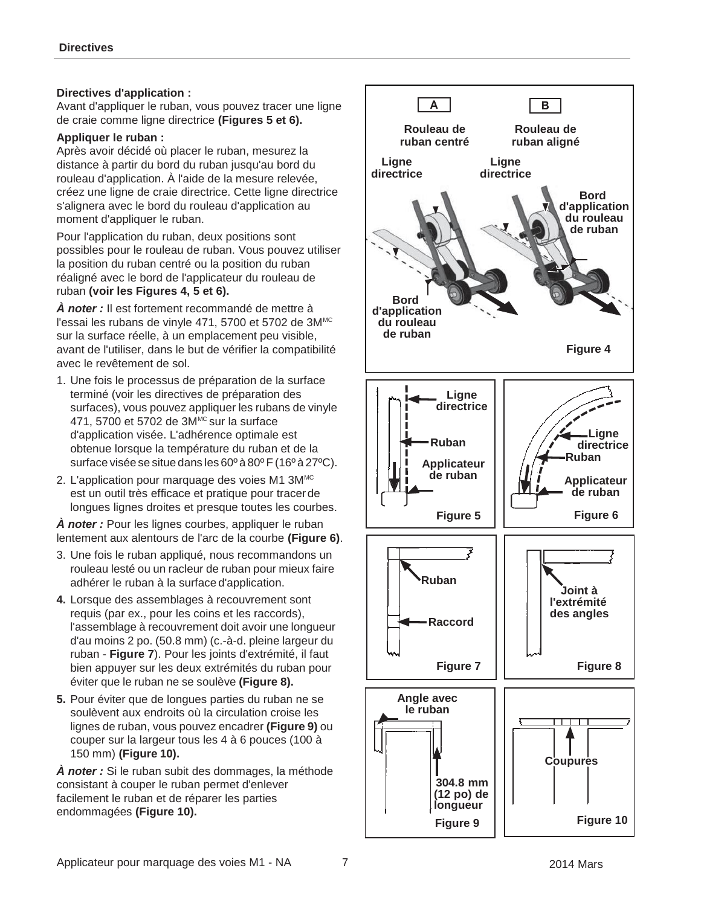**Directives d'application :**

Avant d'appliquer le ruban, vous pouvez tracer une ligne de craie comme ligne directrice **(Figures 5 et 6).**

**Appliquer le ruban :**

Après avoir décidé où placer le ruban, mesurez la distance à partir du bord du ruban jusqu'au bord du rouleau d'application. À l'aide de la mesure relevée, créez une ligne de craie directrice. Cette ligne directrice s'alignera avec le bord du rouleau d'application au moment d'appliquer le ruban.

Pour l'application du ruban, deux positions sont possibles pour le rouleau de ruban. Vous pouvez utiliser la position du ruban centré ou la position du ruban réaligné avec le bord de l'applicateur du rouleau de ruban **(voir les Figures 4, 5 et 6).**

***À noter :*** Il est fortement recommandé de mettre à l'essai les rubans de vinyle 471, 5700 et 5702 de 3M[MC] sur la surface réelle, à un emplacement peu visible, avant de l'utiliser, dans le but de vérifier la compatibilité avec le revêtement de sol.

1. Une fois le processus de préparation de la surface terminé (voir les directives de préparation des surfaces), vous pouvez appliquer les rubans de vinyle 471, 5700 et 5702 de 3M[MC] sur la surface d'application visée. L'adhérence optimale est obtenue lorsque la température du ruban et de la surface visée se situe dans les 60º à 80º F (16º à 27ºC).
2. L'application pour marquage des voies M1 3M[MC] est un outil très efficace et pratique pour tracer de longues lignes droites et presque toutes les courbes.

***À noter :*** Pour les lignes courbes, appliquer le ruban lentement aux alentours de l'arc de la courbe **(Figure 6)**.

3. Une fois le ruban appliqué, nous recommandons un rouleau lesté ou un racleur de ruban pour mieux faire adhérer le ruban à la surface d'application.
4. Lorsque des assemblages à recouvrement sont requis (par ex., pour les coins et les raccords), l'assemblage à recouvrement doit avoir une longueur d'au moins 2 po. (50.8 mm) (c.-à-d. pleine largeur du ruban - **Figure 7**). Pour les joints d'extrémité, il faut bien appuyer sur les deux extrémités du ruban pour éviter que le ruban ne se soulève **(Figure 8).**
5. Pour éviter que de longues parties du ruban ne se soulèvent aux endroits où la circulation croise les lignes de ruban, vous pouvez encadrer **(Figure 9)** ou couper sur la largeur tous les 4 à 6 pouces (100 à 150 mm) **(Figure 10).**

***À noter :*** Si le ruban subit des dommages, la méthode consistant à couper le ruban permet d'enlever facilement le ruban et de réparer les parties endommagées **(Figure 10).**

A – Rouleau de ruban centré; B – Rouleau de ruban aligné; Ligne directrice; Bord d'application du rouleau de ruban

Figure 4

Ligne directrice; Ruban; Applicateur de ruban

Figure 5

Ligne directrice; Ruban; Applicateur de ruban

Figure 6

Ruban; Raccord

Figure 7

Joint à l'extrémité des angles

Figure 8

Angle avec le ruban; 304.8 mm (12 po) de longueur

Figure 9

Coupures

Figure 10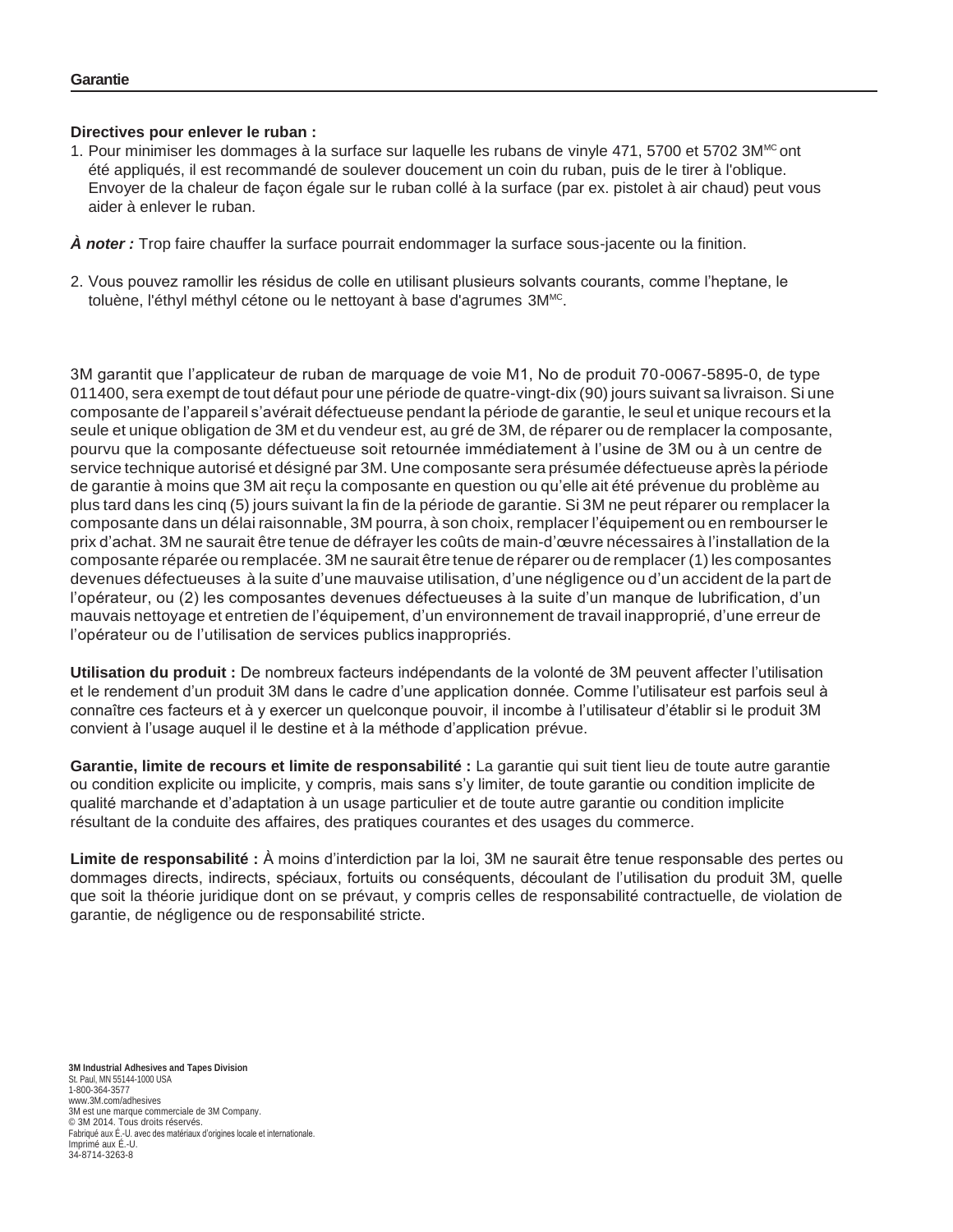## Garantie

**Directives pour enlever le ruban :**

1. Pour minimiser les dommages à la surface sur laquelle les rubans de vinyle 471, 5700 et 5702 3M[MC] ont été appliqués, il est recommandé de soulever doucement un coin du ruban, puis de le tirer à l'oblique. Envoyer de la chaleur de façon égale sur le ruban collé à la surface (par ex. pistolet à air chaud) peut vous aider à enlever le ruban.

***À noter :*** Trop faire chauffer la surface pourrait endommager la surface sous-jacente ou la finition.

2. Vous pouvez ramollir les résidus de colle en utilisant plusieurs solvants courants, comme l'heptane, le toluène, l'éthyl méthyl cétone ou le nettoyant à base d'agrumes 3M[MC].

3M garantit que l'applicateur de ruban de marquage de voie M1, No de produit 70-0067-5895-0, de type 011400, sera exempt de tout défaut pour une période de quatre-vingt-dix (90) jours suivant sa livraison. Si une composante de l'appareil s'avérait défectueuse pendant la période de garantie, le seul et unique recours et la seule et unique obligation de 3M et du vendeur est, au gré de 3M, de réparer ou de remplacer la composante, pourvu que la composante défectueuse soit retournée immédiatement à l'usine de 3M ou à un centre de service technique autorisé et désigné par 3M. Une composante sera présumée défectueuse après la période de garantie à moins que 3M ait reçu la composante en question ou qu'elle ait été prévenue du problème au plus tard dans les cinq (5) jours suivant la fin de la période de garantie. Si 3M ne peut réparer ou remplacer la composante dans un délai raisonnable, 3M pourra, à son choix, remplacer l'équipement ou en rembourser le prix d'achat. 3M ne saurait être tenue de défrayer les coûts de main-d'œuvre nécessaires à l'installation de la composante réparée ou remplacée. 3M ne saurait être tenue de réparer ou de remplacer (1) les composantes devenues défectueuses à la suite d'une mauvaise utilisation, d'une négligence ou d'un accident de la part de l'opérateur, ou (2) les composantes devenues défectueuses à la suite d'un manque de lubrification, d'un mauvais nettoyage et entretien de l'équipement, d'un environnement de travail inapproprié, d'une erreur de l'opérateur ou de l'utilisation de services publics inappropriés.

**Utilisation du produit :** De nombreux facteurs indépendants de la volonté de 3M peuvent affecter l'utilisation et le rendement d'un produit 3M dans le cadre d'une application donnée. Comme l'utilisateur est parfois seul à connaître ces facteurs et à y exercer un quelconque pouvoir, il incombe à l'utilisateur d'établir si le produit 3M convient à l'usage auquel il le destine et à la méthode d'application prévue.

**Garantie, limite de recours et limite de responsabilité :** La garantie qui suit tient lieu de toute autre garantie ou condition explicite ou implicite, y compris, mais sans s'y limiter, de toute garantie ou condition implicite de qualité marchande et d'adaptation à un usage particulier et de toute autre garantie ou condition implicite résultant de la conduite des affaires, des pratiques courantes et des usages du commerce.

**Limite de responsabilité :** À moins d'interdiction par la loi, 3M ne saurait être tenue responsable des pertes ou dommages directs, indirects, spéciaux, fortuits ou conséquents, découlant de l'utilisation du produit 3M, quelle que soit la théorie juridique dont on se prévaut, y compris celles de responsabilité contractuelle, de violation de garantie, de négligence ou de responsabilité stricte.

**3M Industrial Adhesives and Tapes Division**
St. Paul, MN 55144-1000 USA
1-800-364-3577
www.3M.com/adhesives
3M est une marque commerciale de 3M Company.
© 3M 2014. Tous droits réservés.
Fabriqué aux É.-U. avec des matériaux d'origines locale et internationale.
Imprimé aux É.-U.
34-8714-3263-8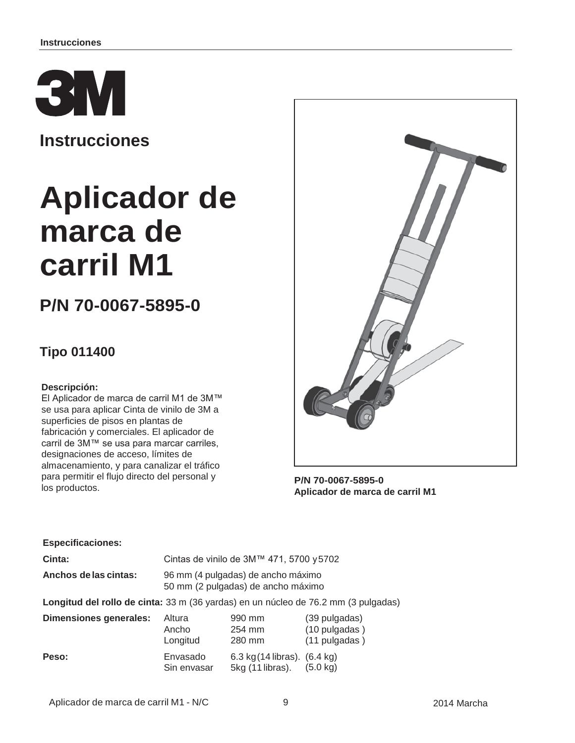# Instrucciones

# Aplicador de marca de carril M1

## P/N 70-0067-5895-0

### Tipo 011400

**Descripción:**
El Aplicador de marca de carril M1 de 3M™ se usa para aplicar Cinta de vinilo de 3M a superficies de pisos en plantas de fabricación y comerciales. El aplicador de carril de 3M™ se usa para marcar carriles, designaciones de acceso, límites de almacenamiento, y para canalizar el tráfico para permitir el flujo directo del personal y los productos.

**P/N 70-0067-5895-0**
**Aplicador de marca de carril M1**

**Especificaciones:**

| | | | |
|---|---|---|---|
| **Cinta:** | Cintas de vinilo de 3M™ 471, 5700 y 5702 | | |
| **Anchos de las cintas:** | 96 mm (4 pulgadas) de ancho máximo<br>50 mm (2 pulgadas) de ancho máximo | | |
| **Longitud del rollo de cinta:** | 33 m (36 yardas) en un núcleo de 76.2 mm (3 pulgadas) | | |
| **Dimensiones generales:** | Altura | 990 mm | (39 pulgadas) |
| | Ancho | 254 mm | (10 pulgadas ) |
| | Longitud | 280 mm | (11 pulgadas ) |
| **Peso:** | Envasado | 6.3 kg (14 libras). | (6.4 kg) |
| | Sin envasar | 5kg (11 libras). | (5.0 kg) |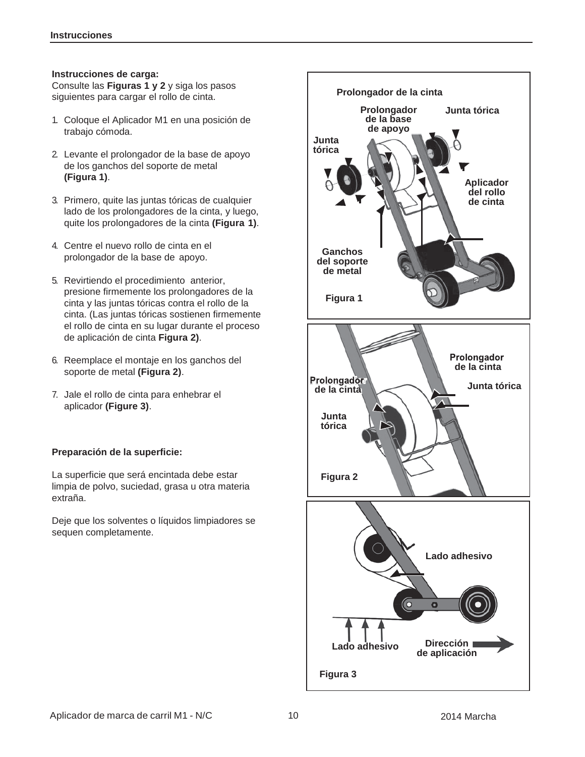**Instrucciones de carga:**
Consulte las **Figuras 1 y 2** y siga los pasos siguientes para cargar el rollo de cinta.

1. Coloque el Aplicador M1 en una posición de trabajo cómoda.
2. Levante el prolongador de la base de apoyo de los ganchos del soporte de metal **(Figura 1)**.
3. Primero, quite las juntas tóricas de cualquier lado de los prolongadores de la cinta, y luego, quite los prolongadores de la cinta **(Figura 1)**.
4. Centre el nuevo rollo de cinta en el prolongador de la base de apoyo.
5. Revirtiendo el procedimiento anterior, presione firmemente los prolongadores de la cinta y las juntas tóricas contra el rollo de la cinta. (Las juntas tóricas sostienen firmemente el rollo de cinta en su lugar durante el proceso de aplicación de cinta **Figura 2)**.
6. Reemplace el montaje en los ganchos del soporte de metal **(Figura 2)**.
7. Jale el rollo de cinta para enhebrar el aplicador **(Figure 3)**.

**Preparación de la superficie:**

La superficie que será encintada debe estar limpia de polvo, suciedad, grasa u otra materia extraña.

Deje que los solventes o líquidos limpiadores se sequen completamente.

Prolongador de la cinta, Prolongador de la base de apoyo, Junta tórica, Junta tórica, Aplicador del rollo de cinta, Ganchos del soporte de metal

Figura 1

Prolongador de la cinta, Prolongador de la cinta, Junta tórica, Junta tórica

Figura 2

Lado adhesivo, Lado adhesivo, Dirección de aplicación

Figura 3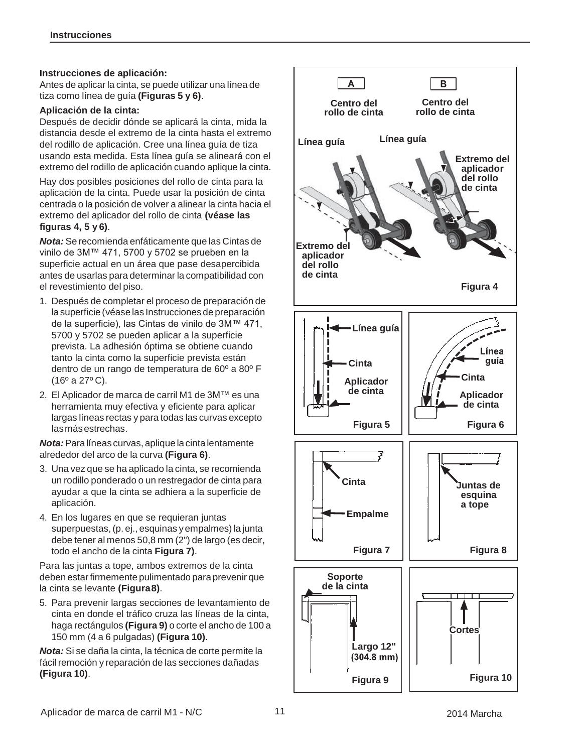**Instrucciones de aplicación:**

Antes de aplicar la cinta, se puede utilizar una línea de tiza como línea de guía **(Figuras 5 y 6)**.

**Aplicación de la cinta:**

Después de decidir dónde se aplicará la cinta, mida la distancia desde el extremo de la cinta hasta el extremo del rodillo de aplicación. Cree una línea guía de tiza usando esta medida. Esta línea guía se alineará con el extremo del rodillo de aplicación cuando aplique la cinta.

Hay dos posibles posiciones del rollo de cinta para la aplicación de la cinta. Puede usar la posición de cinta centrada o la posición de volver a alinear la cinta hacia el extremo del aplicador del rollo de cinta **(véase las figuras 4, 5 y 6)**.

***Nota:*** Se recomienda enfáticamente que las Cintas de vinilo de 3M™ 471, 5700 y 5702 se prueben en la superficie actual en un área que pase desapercibida antes de usarlas para determinar la compatibilidad con el revestimiento del piso.

1. Después de completar el proceso de preparación de la superficie (véase las Instrucciones de preparación de la superficie), las Cintas de vinilo de 3M™ 471, 5700 y 5702 se pueden aplicar a la superficie prevista. La adhesión óptima se obtiene cuando tanto la cinta como la superficie prevista están dentro de un rango de temperatura de 60º a 80º F (16º a 27º C).
2. El Aplicador de marca de carril M1 de 3M™ es una herramienta muy efectiva y eficiente para aplicar largas líneas rectas y para todas las curvas excepto las más estrechas.

***Nota:*** Para líneas curvas, aplique la cinta lentamente alrededor del arco de la curva **(Figura 6)**.

3. Una vez que se ha aplicado la cinta, se recomienda un rodillo ponderado o un restregador de cinta para ayudar a que la cinta se adhiera a la superficie de aplicación.
4. En los lugares en que se requieran juntas superpuestas, (p. ej., esquinas y empalmes) la junta debe tener al menos 50,8 mm (2") de largo (es decir, todo el ancho de la cinta **Figura 7)**.

Para las juntas a tope, ambos extremos de la cinta deben estar firmemente pulimentado para prevenir que la cinta se levante **(Figura 8)**.

5. Para prevenir largas secciones de levantamiento de cinta en donde el tráfico cruza las líneas de la cinta, haga rectángulos **(Figura 9)** o corte el ancho de 100 a 150 mm (4 a 6 pulgadas) **(Figura 10)**.

***Nota:*** Si se daña la cinta, la técnica de corte permite la fácil remoción y reparación de las secciones dañadas **(Figura 10)**.

A — Centro del rollo de cinta; Línea guía; Extremo del aplicador del rollo de cinta
B — Centro del rollo de cinta; Línea guía; Extremo del aplicador del rollo de cinta

Figura 4

Línea guía; Cinta; Aplicador de cinta

Figura 5

Línea guía; Cinta; Aplicador de cinta

Figura 6

Cinta; Empalme

Figura 7

Juntas de esquina a tope

Figura 8

Soporte de la cinta; Largo 12" (304.8 mm)

Figura 9

Cortes

Figura 10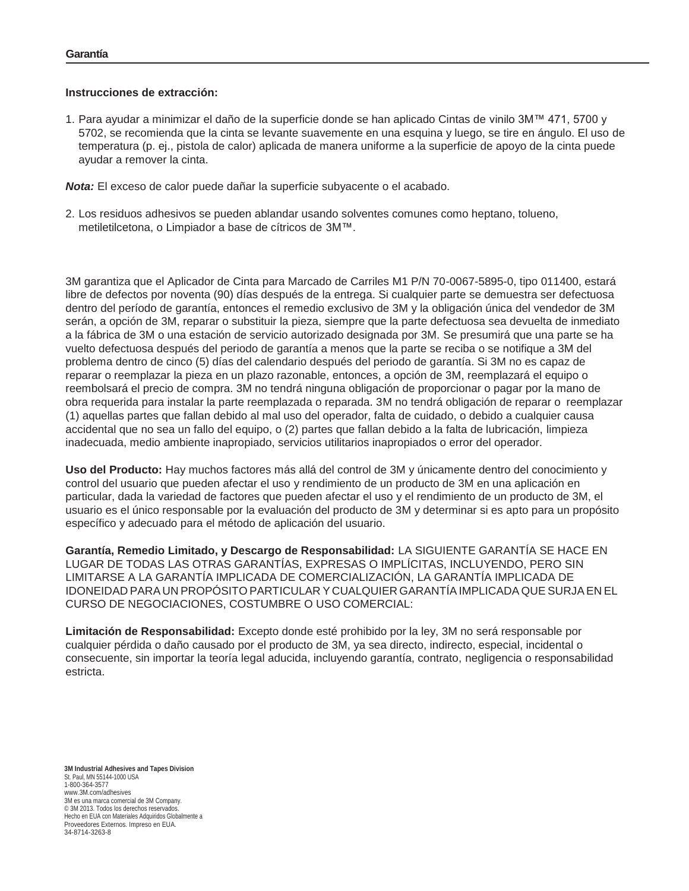## Garantía

**Instrucciones de extracción:**

1. Para ayudar a minimizar el daño de la superficie donde se han aplicado Cintas de vinilo 3M™ 471, 5700 y 5702, se recomienda que la cinta se levante suavemente en una esquina y luego, se tire en ángulo. El uso de temperatura (p. ej., pistola de calor) aplicada de manera uniforme a la superficie de apoyo de la cinta puede ayudar a remover la cinta.

***Nota:*** El exceso de calor puede dañar la superficie subyacente o el acabado.

2. Los residuos adhesivos se pueden ablandar usando solventes comunes como heptano, tolueno, metiletilcetona, o Limpiador a base de cítricos de 3M™.

3M garantiza que el Aplicador de Cinta para Marcado de Carriles M1 P/N 70-0067-5895-0, tipo 011400, estará libre de defectos por noventa (90) días después de la entrega. Si cualquier parte se demuestra ser defectuosa dentro del período de garantía, entonces el remedio exclusivo de 3M y la obligación única del vendedor de 3M serán, a opción de 3M, reparar o substituir la pieza, siempre que la parte defectuosa sea devuelta de inmediato a la fábrica de 3M o una estación de servicio autorizado designada por 3M. Se presumirá que una parte se ha vuelto defectuosa después del periodo de garantía a menos que la parte se reciba o se notifique a 3M del problema dentro de cinco (5) días del calendario después del periodo de garantía. Si 3M no es capaz de reparar o reemplazar la pieza en un plazo razonable, entonces, a opción de 3M, reemplazará el equipo o reembolsará el precio de compra. 3M no tendrá ninguna obligación de proporcionar o pagar por la mano de obra requerida para instalar la parte reemplazada o reparada. 3M no tendrá obligación de reparar o reemplazar (1) aquellas partes que fallan debido al mal uso del operador, falta de cuidado, o debido a cualquier causa accidental que no sea un fallo del equipo, o (2) partes que fallan debido a la falta de lubricación, limpieza inadecuada, medio ambiente inapropiado, servicios utilitarios inapropiados o error del operador.

**Uso del Producto:** Hay muchos factores más allá del control de 3M y únicamente dentro del conocimiento y control del usuario que pueden afectar el uso y rendimiento de un producto de 3M en una aplicación en particular, dada la variedad de factores que pueden afectar el uso y el rendimiento de un producto de 3M, el usuario es el único responsable por la evaluación del producto de 3M y determinar si es apto para un propósito específico y adecuado para el método de aplicación del usuario.

**Garantía, Remedio Limitado, y Descargo de Responsabilidad:** LA SIGUIENTE GARANTÍA SE HACE EN LUGAR DE TODAS LAS OTRAS GARANTÍAS, EXPRESAS O IMPLÍCITAS, INCLUYENDO, PERO SIN LIMITARSE A LA GARANTÍA IMPLICADA DE COMERCIALIZACIÓN, LA GARANTÍA IMPLICADA DE IDONEIDAD PARA UN PROPÓSITO PARTICULAR Y CUALQUIER GARANTÍA IMPLICADA QUE SURJA EN EL CURSO DE NEGOCIACIONES, COSTUMBRE O USO COMERCIAL:

**Limitación de Responsabilidad:** Excepto donde esté prohibido por la ley, 3M no será responsable por cualquier pérdida o daño causado por el producto de 3M, ya sea directo, indirecto, especial, incidental o consecuente, sin importar la teoría legal aducida, incluyendo garantía, contrato, negligencia o responsabilidad estricta.

**3M Industrial Adhesives and Tapes Division**
St. Paul, MN 55144-1000 USA
1-800-364-3577
www.3M.com/adhesives
3M es una marca comercial de 3M Company.
© 3M 2013. Todos los derechos reservados.
Hecho en EUA con Materiales Adquiridos Globalmente a Proveedores Externos. Impreso en EUA.
34-8714-3263-8